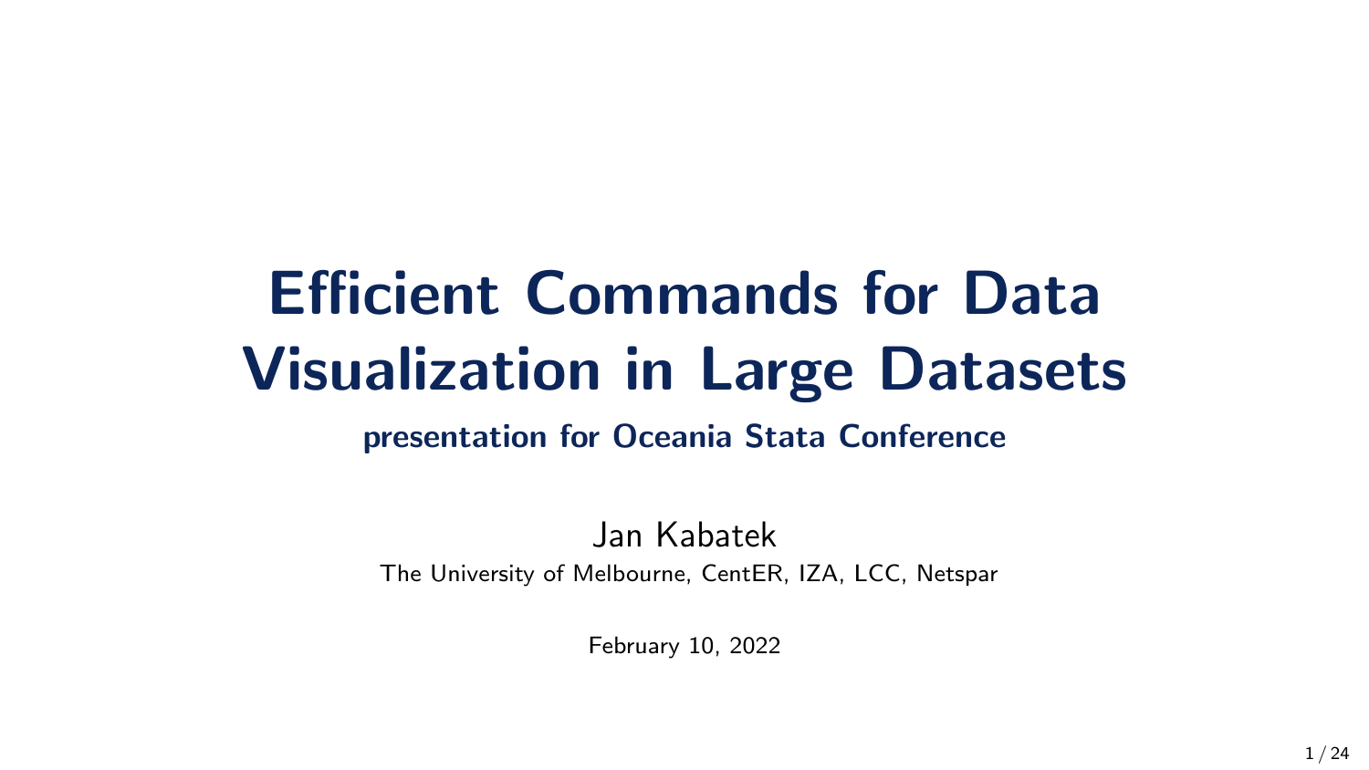# Efficient Commands for Data Visualization in Large Datasets

**presentation for Oceania Stata Conference**

Jan Kabatek

The University of Melbourne, CentER, IZA, LCC, Netspar

February 10, 2022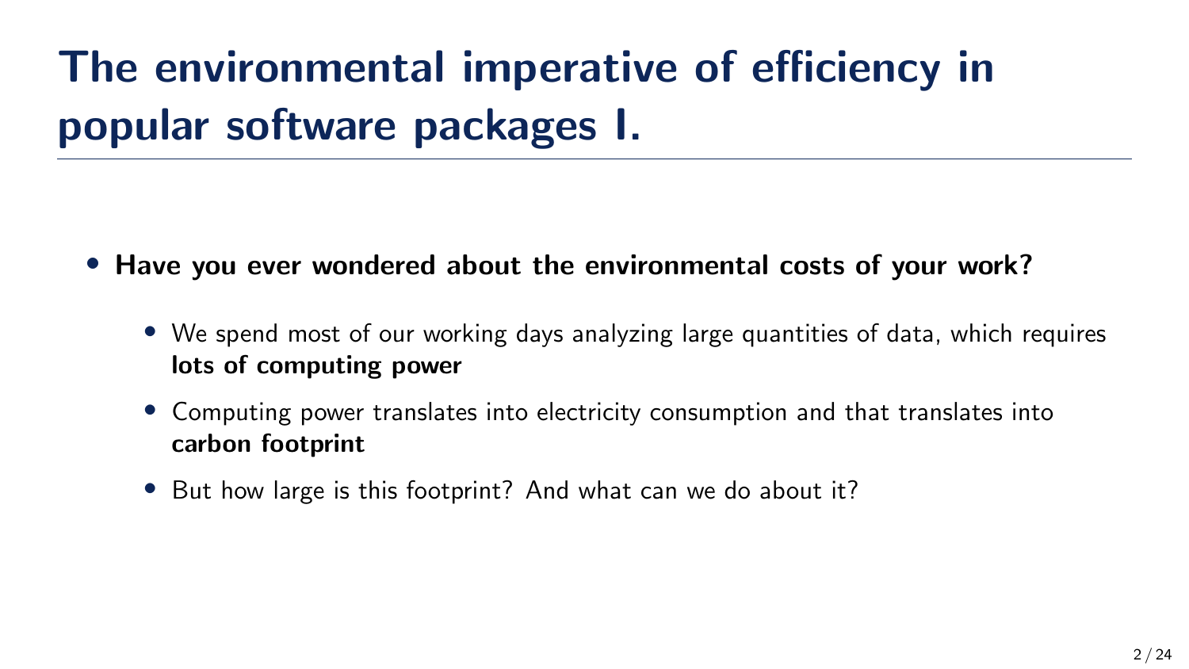# The environmental imperative of efficiency in popular software packages I.

- **Have you ever wondered about the environmental costs of your work?**
  - We spend most of our working days analyzing large quantities of data, which requires **lots of computing power**
  - Computing power translates into electricity consumption and that translates into **carbon footprint**
  - But how large is this footprint? And what can we do about it?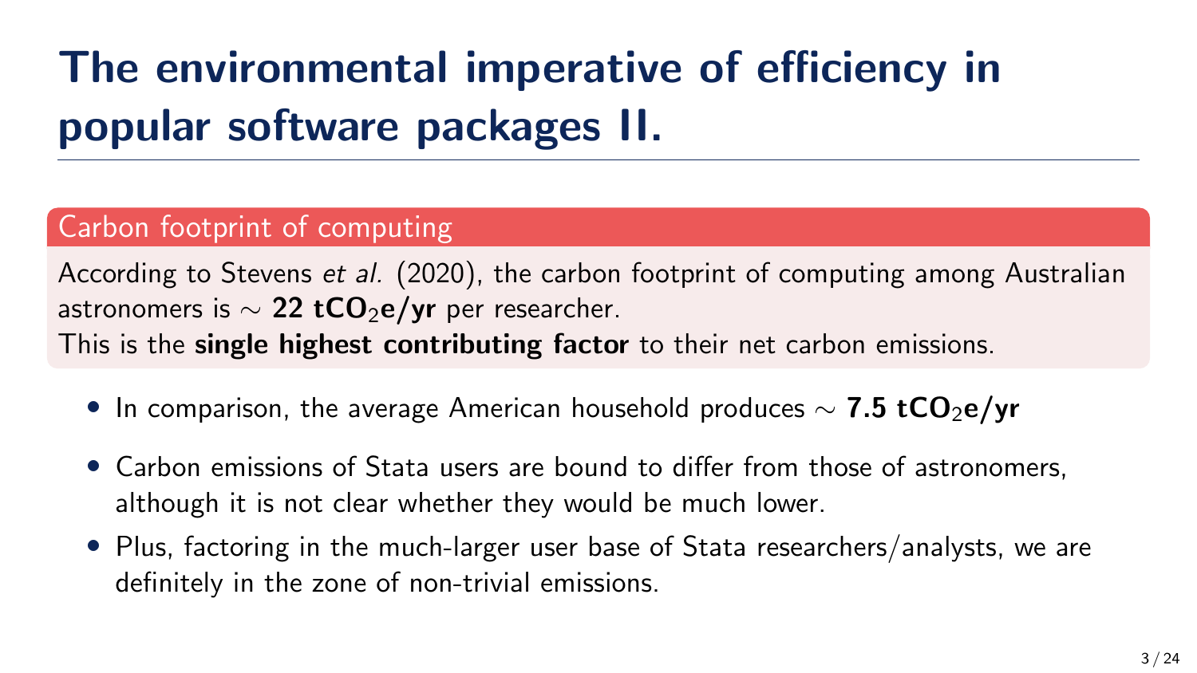# The environmental imperative of efficiency in popular software packages II.

**Carbon footprint of computing**

According to Stevens *et al.* (2020), the carbon footprint of computing among Australian astronomers is $\sim$ **22 $tCO_2e/yr$** per researcher.
This is the **single highest contributing factor** to their net carbon emissions.

- In comparison, the average American household produces $\sim$ **7.5 $tCO_2e/yr$**
- Carbon emissions of Stata users are bound to differ from those of astronomers, although it is not clear whether they would be much lower.
- Plus, factoring in the much-larger user base of Stata researchers/analysts, we are definitely in the zone of non-trivial emissions.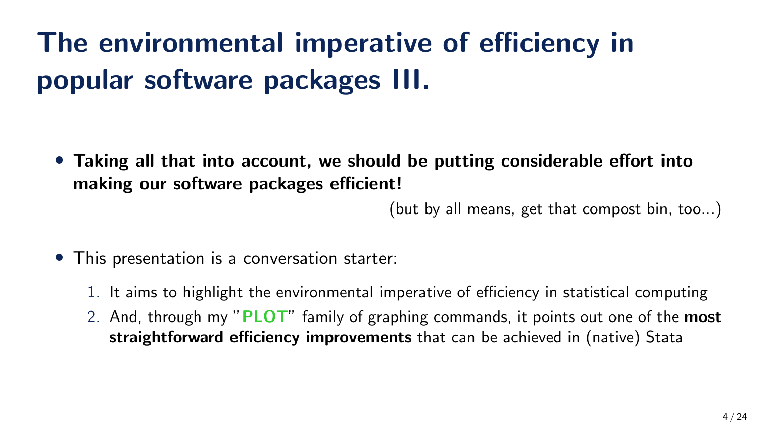# The environmental imperative of efficiency in popular software packages III.

- **Taking all that into account, we should be putting considerable effort into making our software packages efficient!**

  (but by all means, get that compost bin, too...)

- This presentation is a conversation starter:
  1. It aims to highlight the environmental imperative of efficiency in statistical computing
  2. And, through my "**PLOT**" family of graphing commands, it points out one of the **most straightforward efficiency improvements** that can be achieved in (native) Stata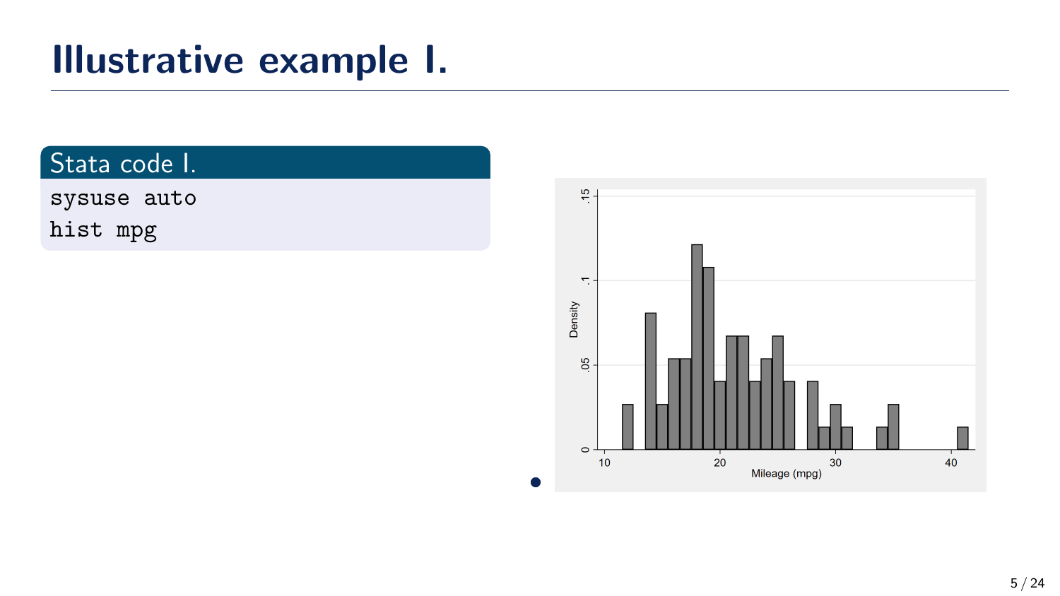# Illustrative example I.

**Stata code I.**

```
sysuse auto
hist mpg
```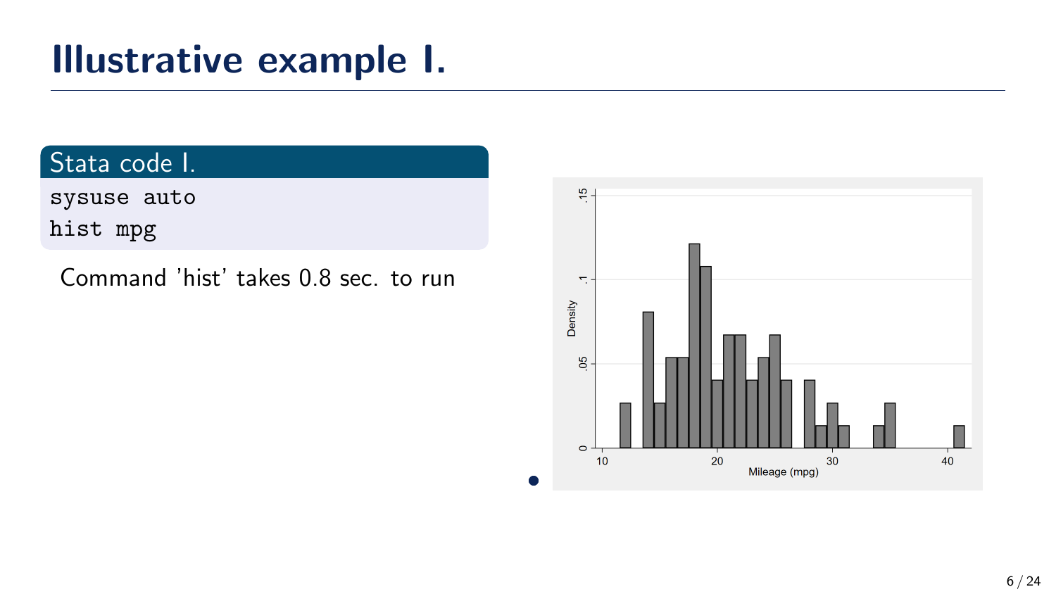# Illustrative example I.

**Stata code I.**

```
sysuse auto
hist mpg
```

Command 'hist' takes 0.8 sec. to run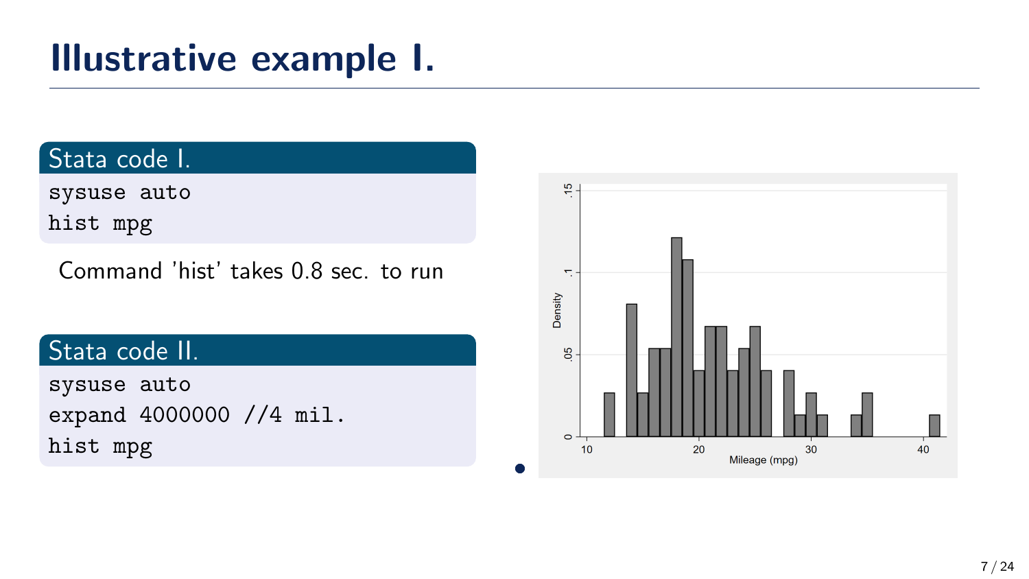# Illustrative example I.

**Stata code I.**

```
sysuse auto
hist mpg
```

Command 'hist' takes 0.8 sec. to run

**Stata code II.**

```
sysuse auto
expand 4000000 //4 mil.
hist mpg
```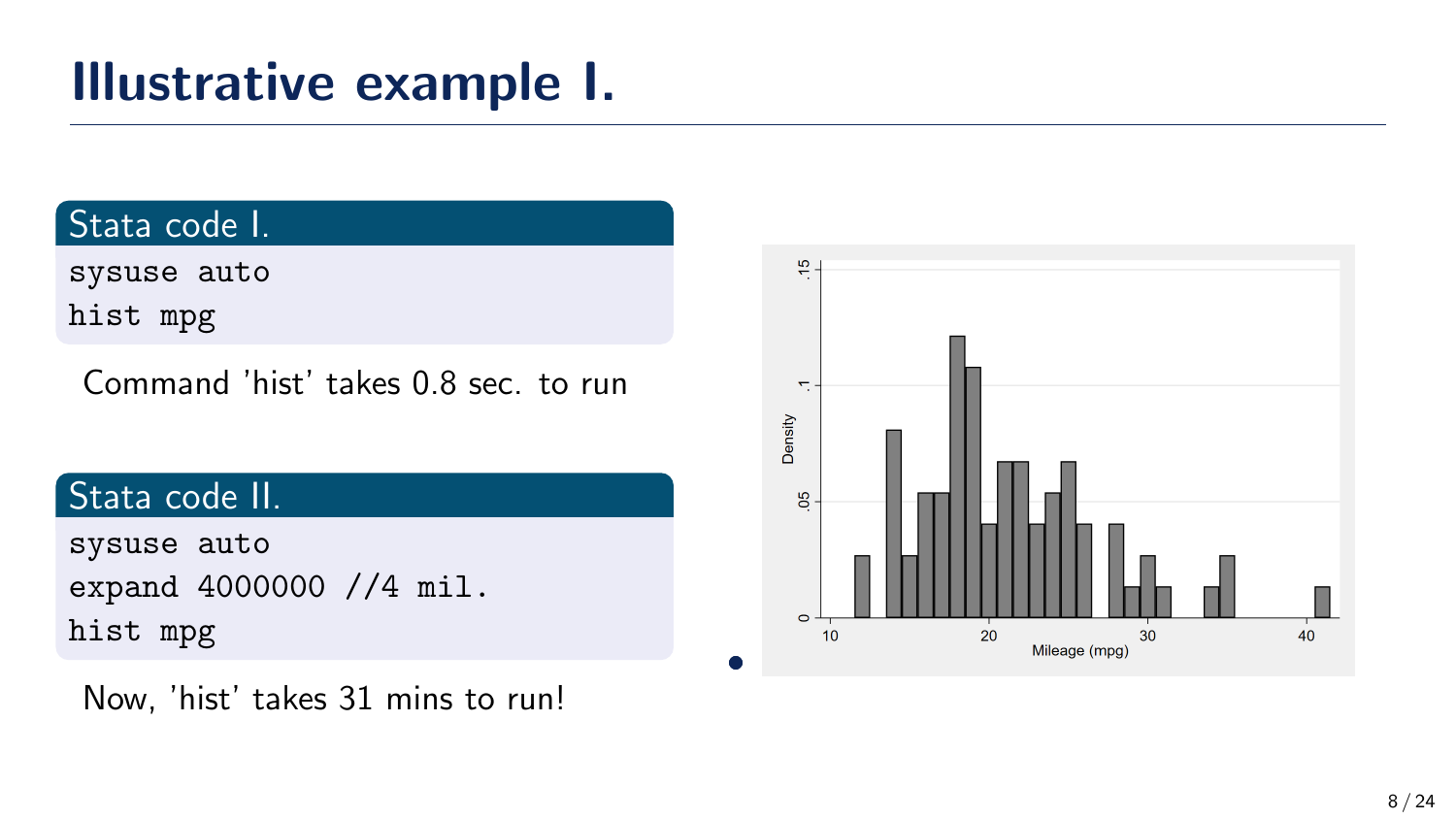# Illustrative example I.

**Stata code I.**

```
sysuse auto
hist mpg
```

Command 'hist' takes 0.8 sec. to run

**Stata code II.**

```
sysuse auto
expand 4000000 //4 mil.
hist mpg
```

Now, 'hist' takes 31 mins to run!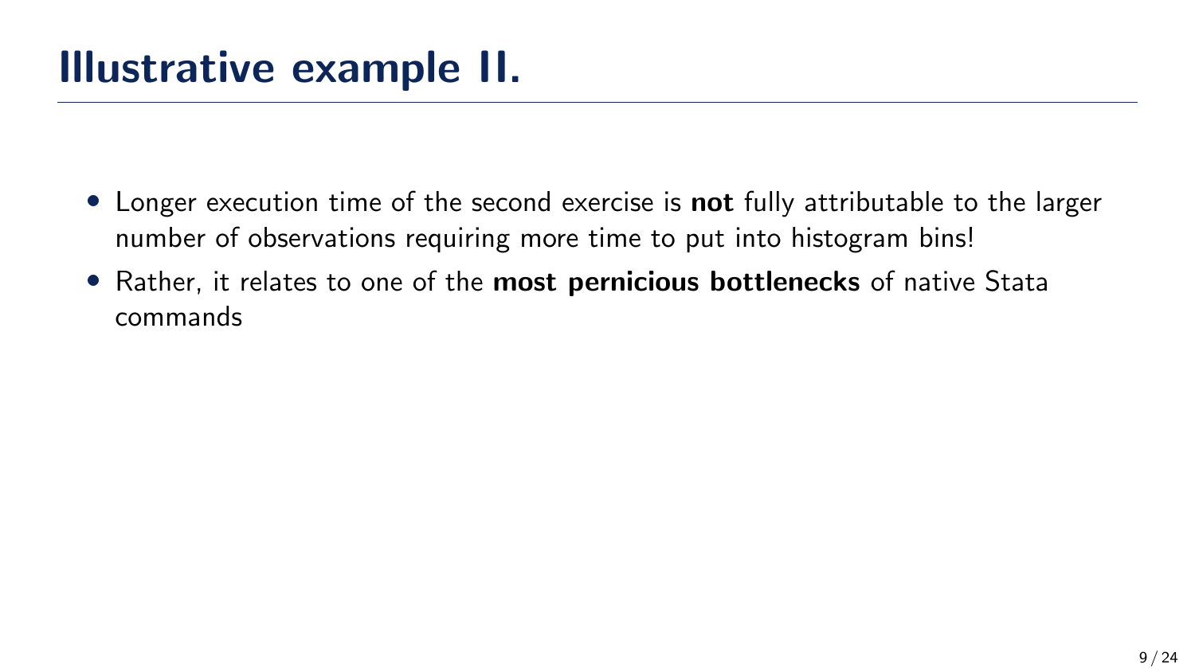# Illustrative example II.

- Longer execution time of the second exercise is **not** fully attributable to the larger number of observations requiring more time to put into histogram bins!
- Rather, it relates to one of the **most pernicious bottlenecks** of native Stata commands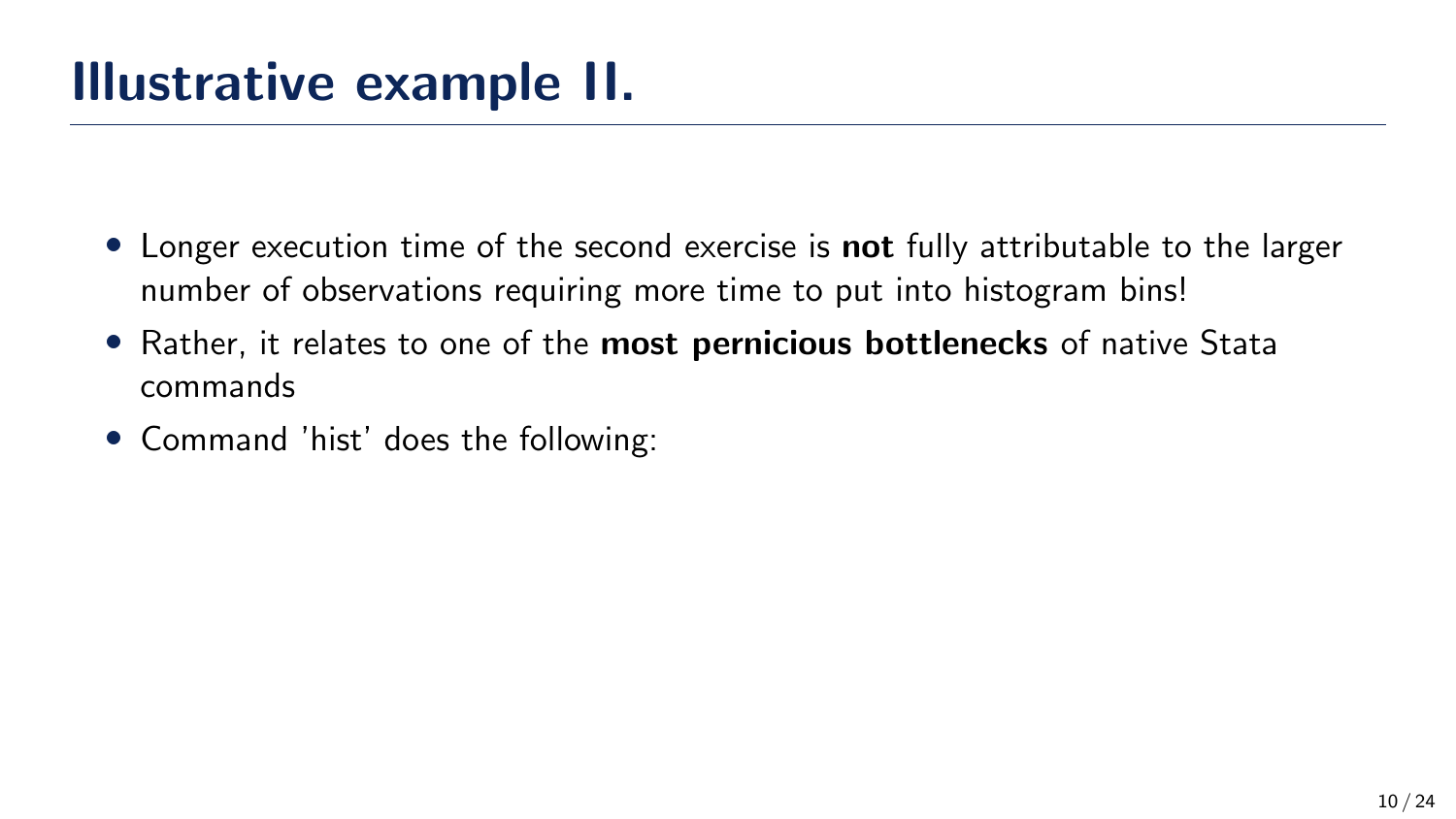# Illustrative example II.

- Longer execution time of the second exercise is **not** fully attributable to the larger number of observations requiring more time to put into histogram bins!
- Rather, it relates to one of the **most pernicious bottlenecks** of native Stata commands
- Command 'hist' does the following: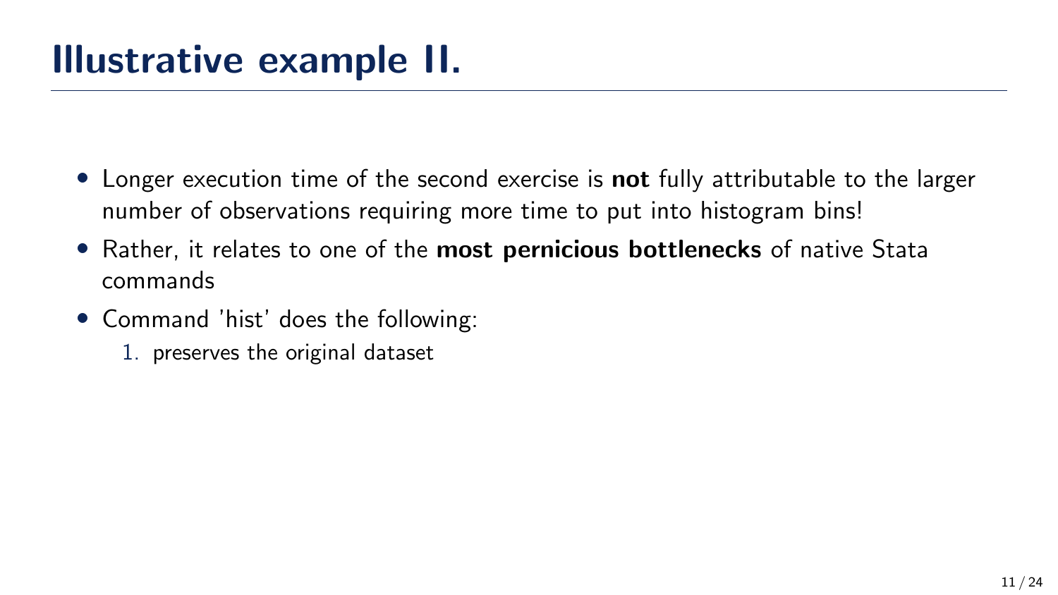# Illustrative example II.

- Longer execution time of the second exercise is **not** fully attributable to the larger number of observations requiring more time to put into histogram bins!
- Rather, it relates to one of the **most pernicious bottlenecks** of native Stata commands
- Command 'hist' does the following:
  1. preserves the original dataset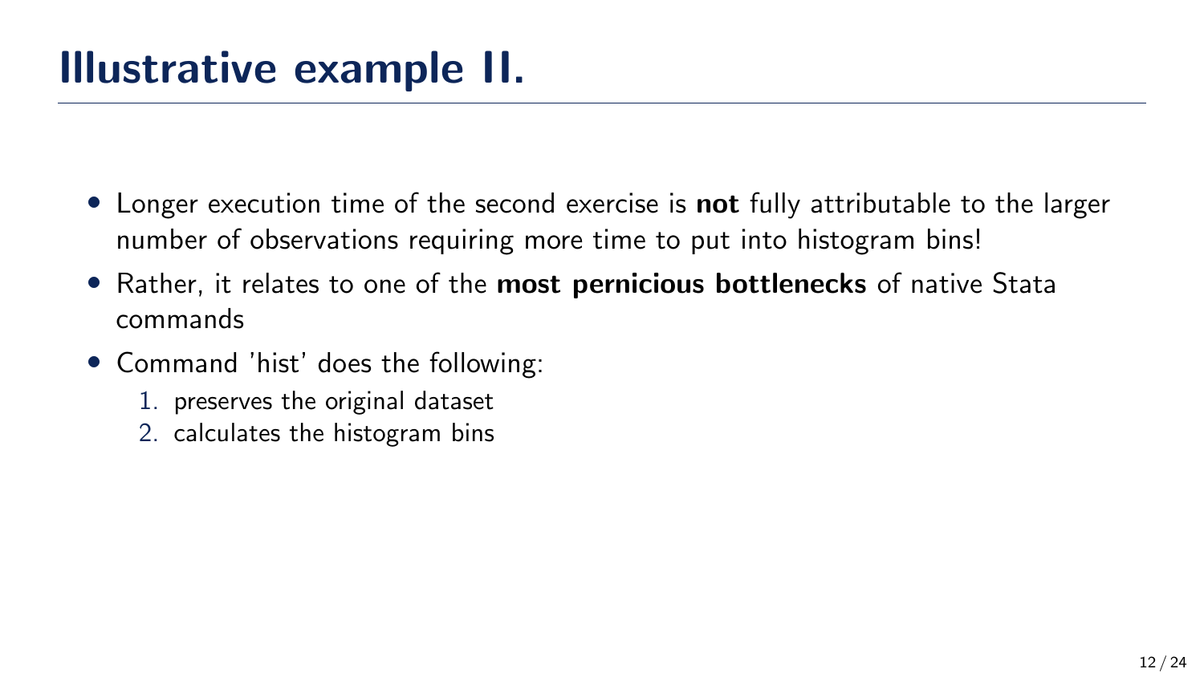# Illustrative example II.

- Longer execution time of the second exercise is **not** fully attributable to the larger number of observations requiring more time to put into histogram bins!
- Rather, it relates to one of the **most pernicious bottlenecks** of native Stata commands
- Command 'hist' does the following:
  1. preserves the original dataset
  2. calculates the histogram bins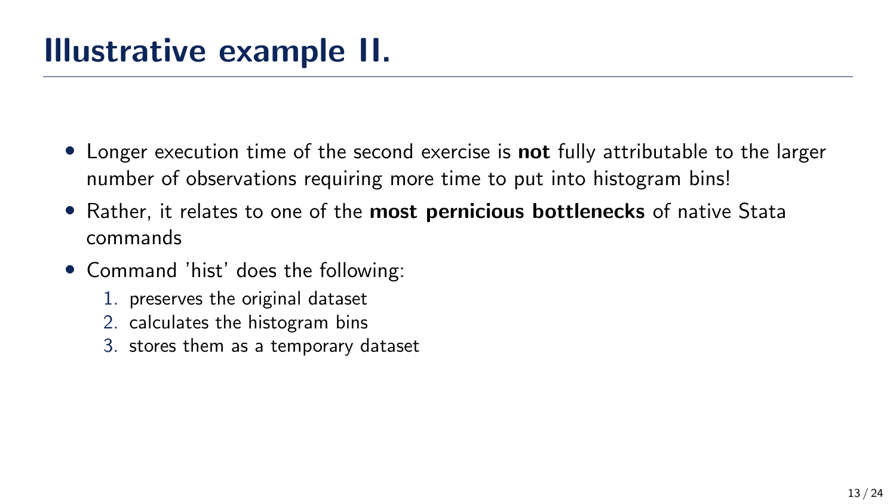# Illustrative example II.

- Longer execution time of the second exercise is **not** fully attributable to the larger number of observations requiring more time to put into histogram bins!
- Rather, it relates to one of the **most pernicious bottlenecks** of native Stata commands
- Command 'hist' does the following:
  1. preserves the original dataset
  2. calculates the histogram bins
  3. stores them as a temporary dataset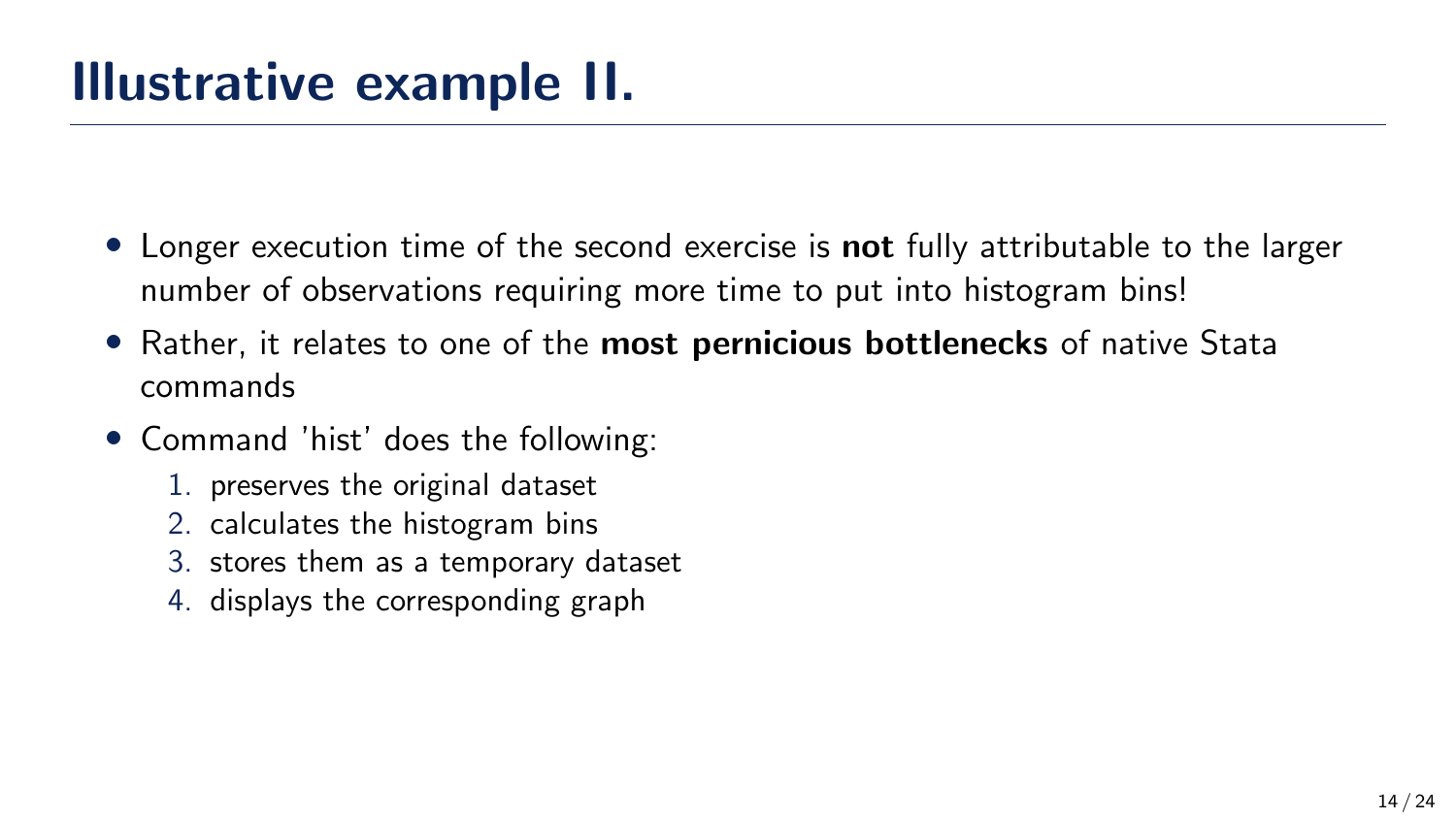# Illustrative example II.

- Longer execution time of the second exercise is **not** fully attributable to the larger number of observations requiring more time to put into histogram bins!
- Rather, it relates to one of the **most pernicious bottlenecks** of native Stata commands
- Command 'hist' does the following:
  1. preserves the original dataset
  2. calculates the histogram bins
  3. stores them as a temporary dataset
  4. displays the corresponding graph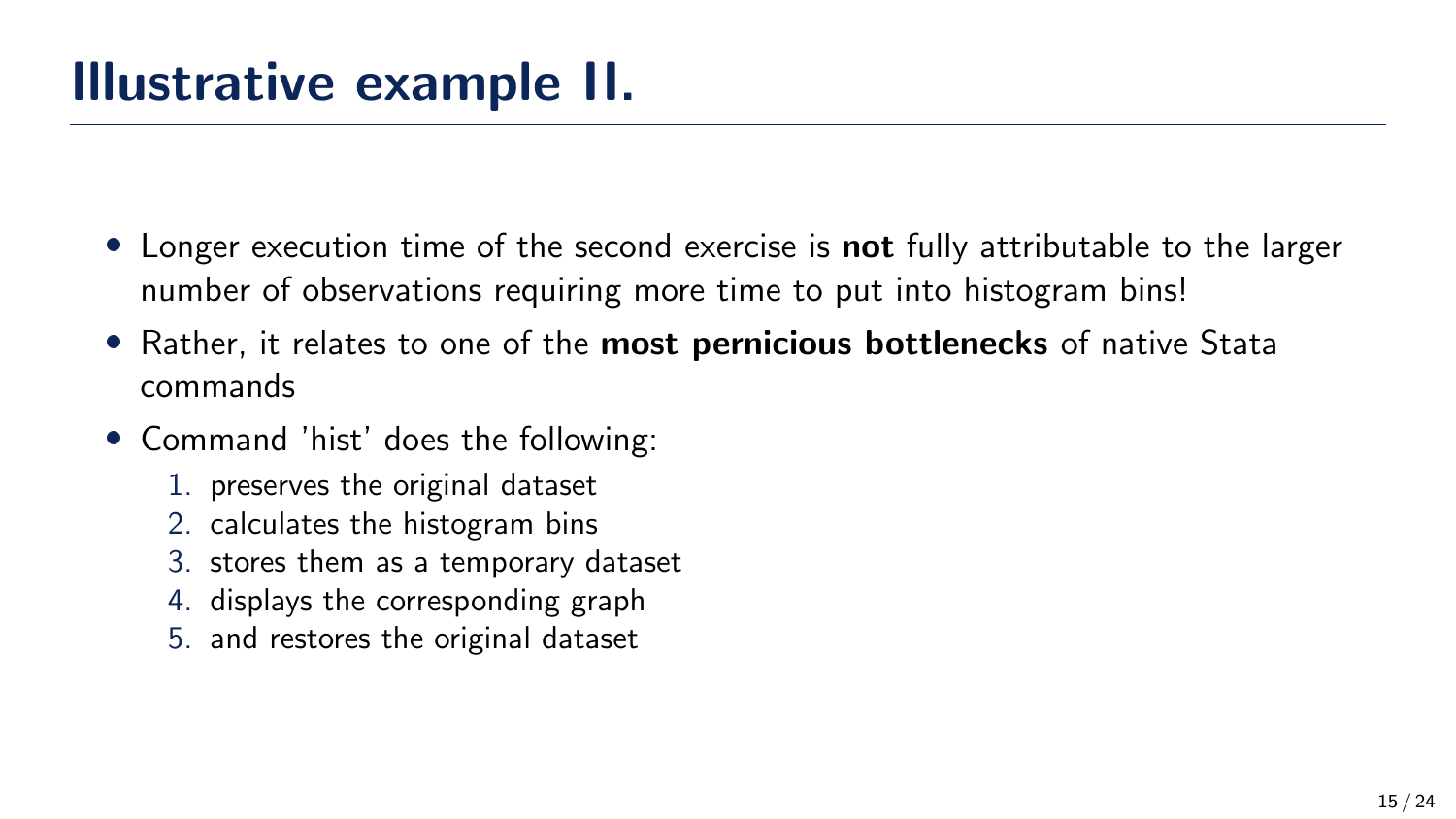# Illustrative example II.

- Longer execution time of the second exercise is **not** fully attributable to the larger number of observations requiring more time to put into histogram bins!
- Rather, it relates to one of the **most pernicious bottlenecks** of native Stata commands
- Command 'hist' does the following:
  1. preserves the original dataset
  2. calculates the histogram bins
  3. stores them as a temporary dataset
  4. displays the corresponding graph
  5. and restores the original dataset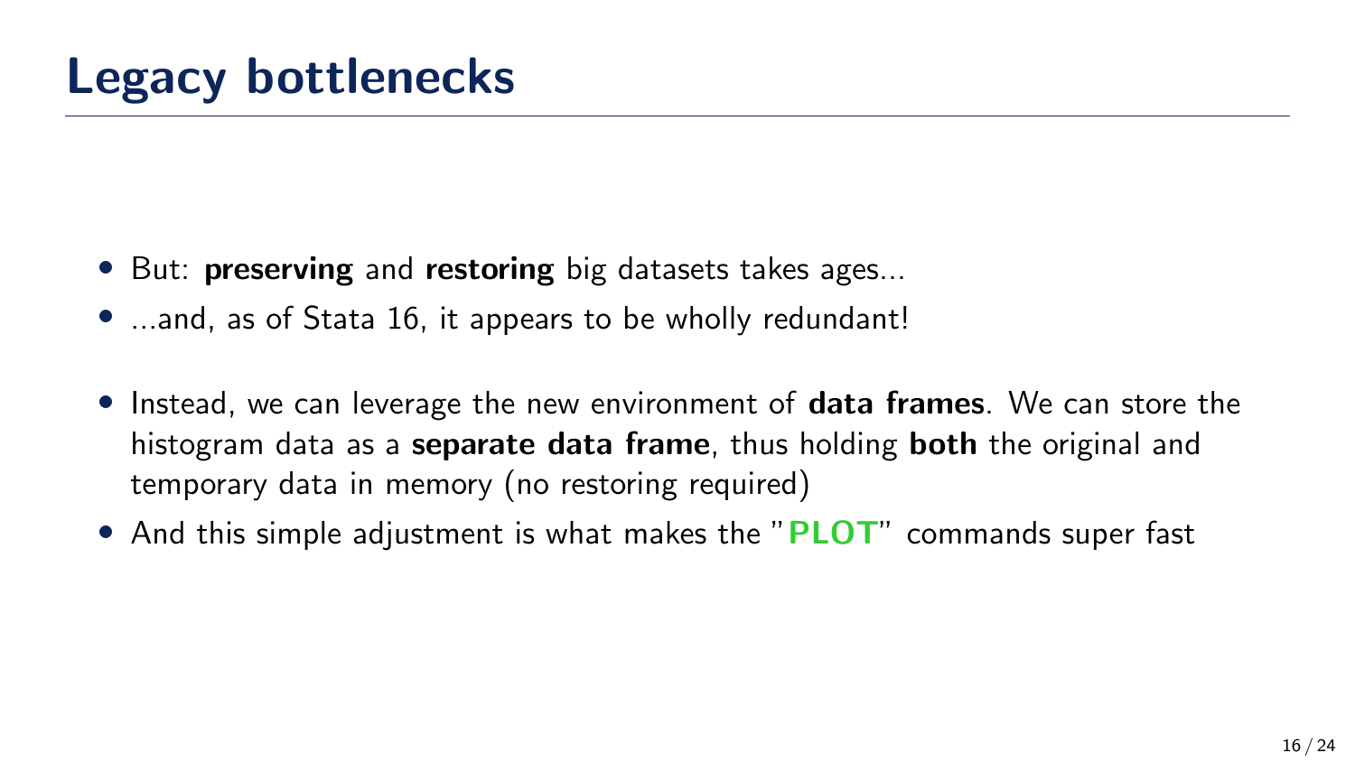# Legacy bottlenecks

- But: **preserving** and **restoring** big datasets takes ages...
- ...and, as of Stata 16, it appears to be wholly redundant!

- Instead, we can leverage the new environment of **data frames**. We can store the histogram data as a **separate data frame**, thus holding **both** the original and temporary data in memory (no restoring required)
- And this simple adjustment is what makes the "**PLOT**" commands super fast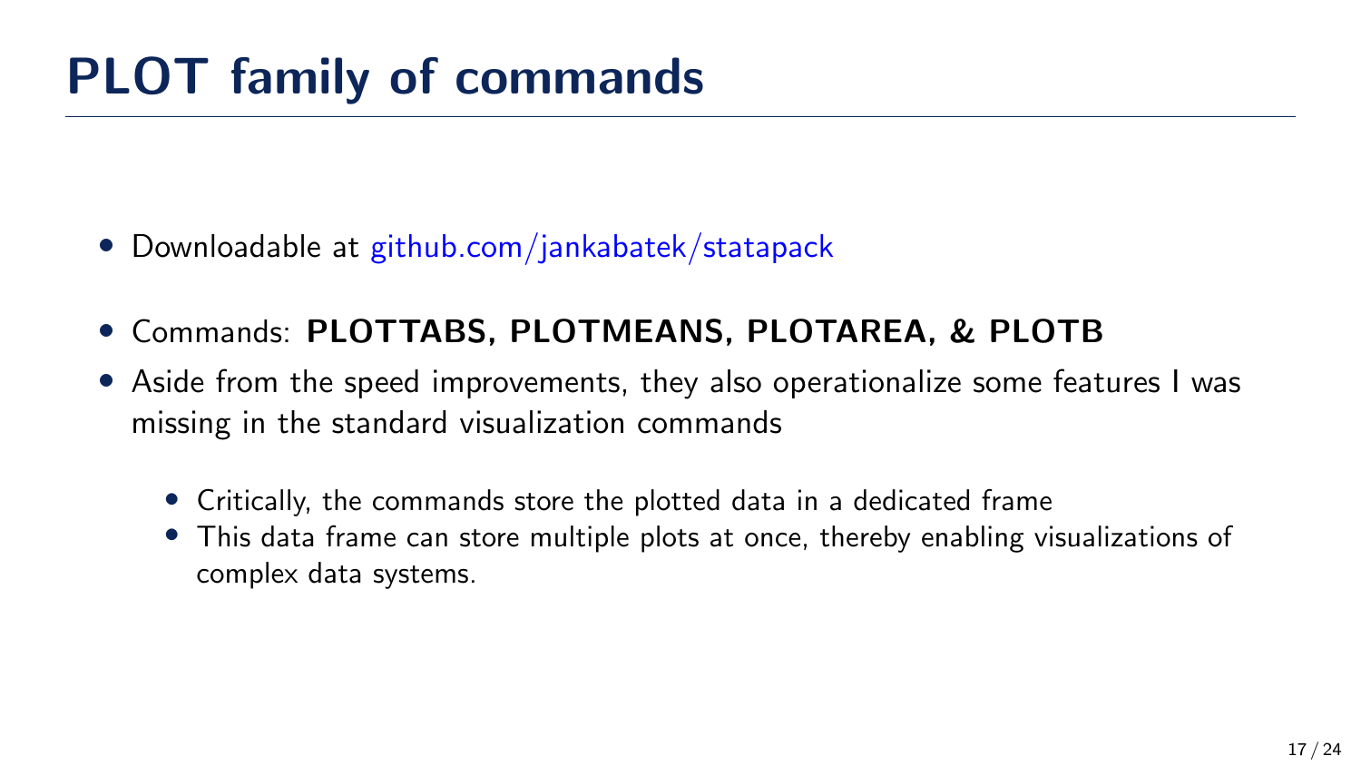# PLOT family of commands

- Downloadable at github.com/jankabatek/statapack
- Commands: **PLOTTABS, PLOTMEANS, PLOTAREA, & PLOTB**
- Aside from the speed improvements, they also operationalize some features I was missing in the standard visualization commands
  - Critically, the commands store the plotted data in a dedicated frame
  - This data frame can store multiple plots at once, thereby enabling visualizations of complex data systems.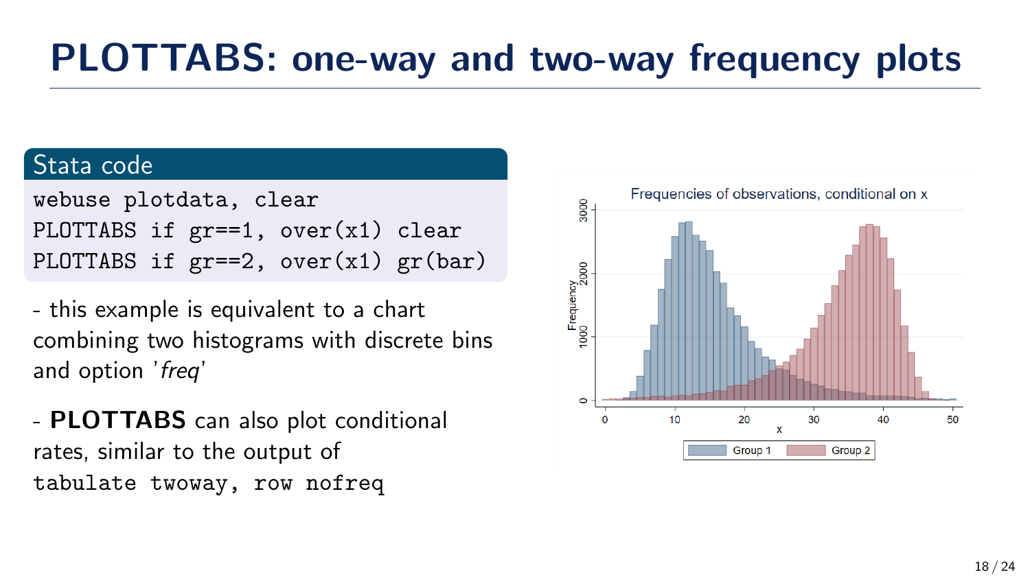# PLOTTABS: one-way and two-way frequency plots

**Stata code**

```
webuse plotdata, clear
PLOTTABS if gr==1, over(x1) clear
PLOTTABS if gr==2, over(x1) gr(bar)
```

- this example is equivalent to a chart combining two histograms with discrete bins and option '*freq*'

- **PLOTTABS** can also plot conditional rates, similar to the output of `tabulate twoway, row nofreq`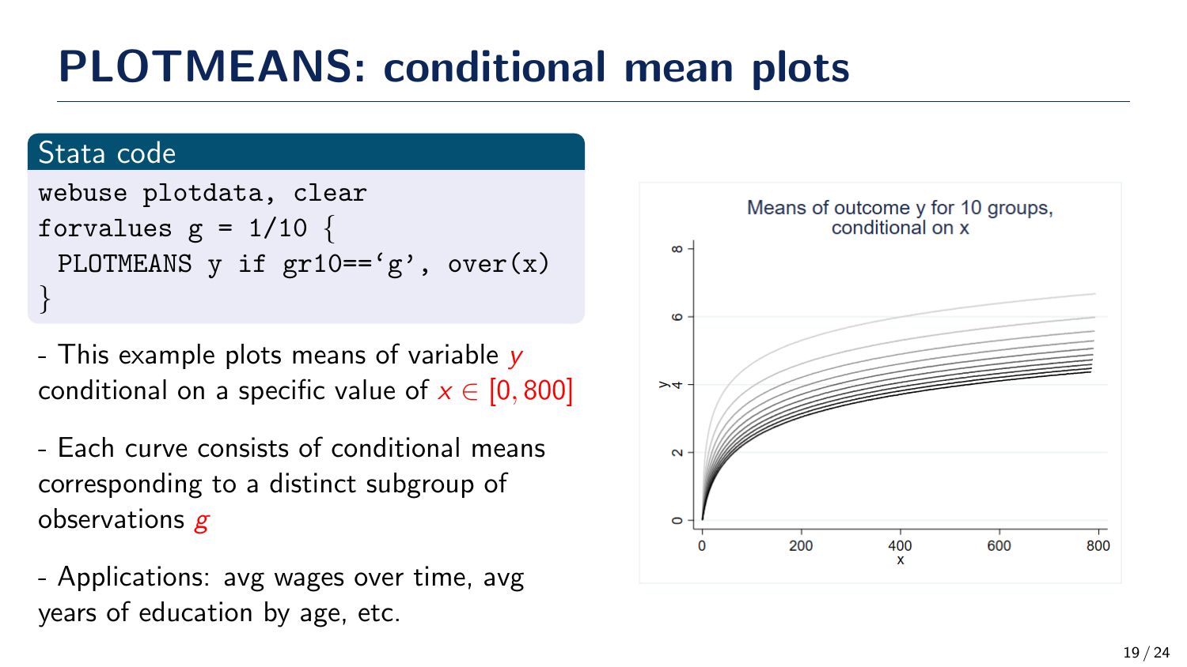# PLOTMEANS: conditional mean plots

**Stata code**

```
webuse plotdata, clear
forvalues g = 1/10 {
 PLOTMEANS y if gr10==`g', over(x)
}
```

- This example plots means of variable $y$ conditional on a specific value of $x \in [0, 800]$

- Each curve consists of conditional means corresponding to a distinct subgroup of observations $g$

- Applications: avg wages over time, avg years of education by age, etc.

Means of outcome y for 10 groups, conditional on x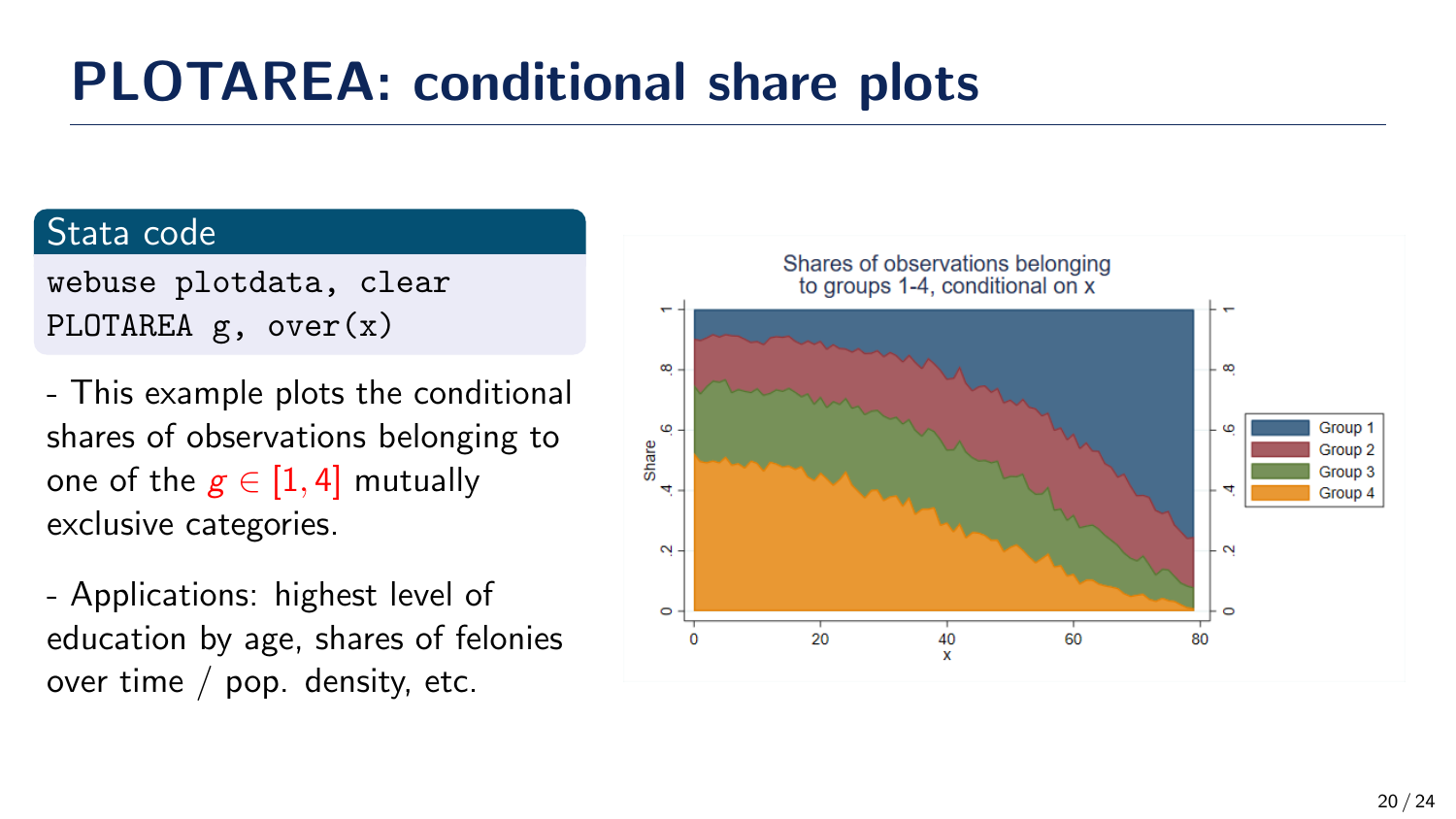# PLOTAREA: conditional share plots

**Stata code**

```
webuse plotdata, clear
PLOTAREA g, over(x)
```

- This example plots the conditional shares of observations belonging to one of the $g \in [1, 4]$ mutually exclusive categories.

- Applications: highest level of education by age, shares of felonies over time / pop. density, etc.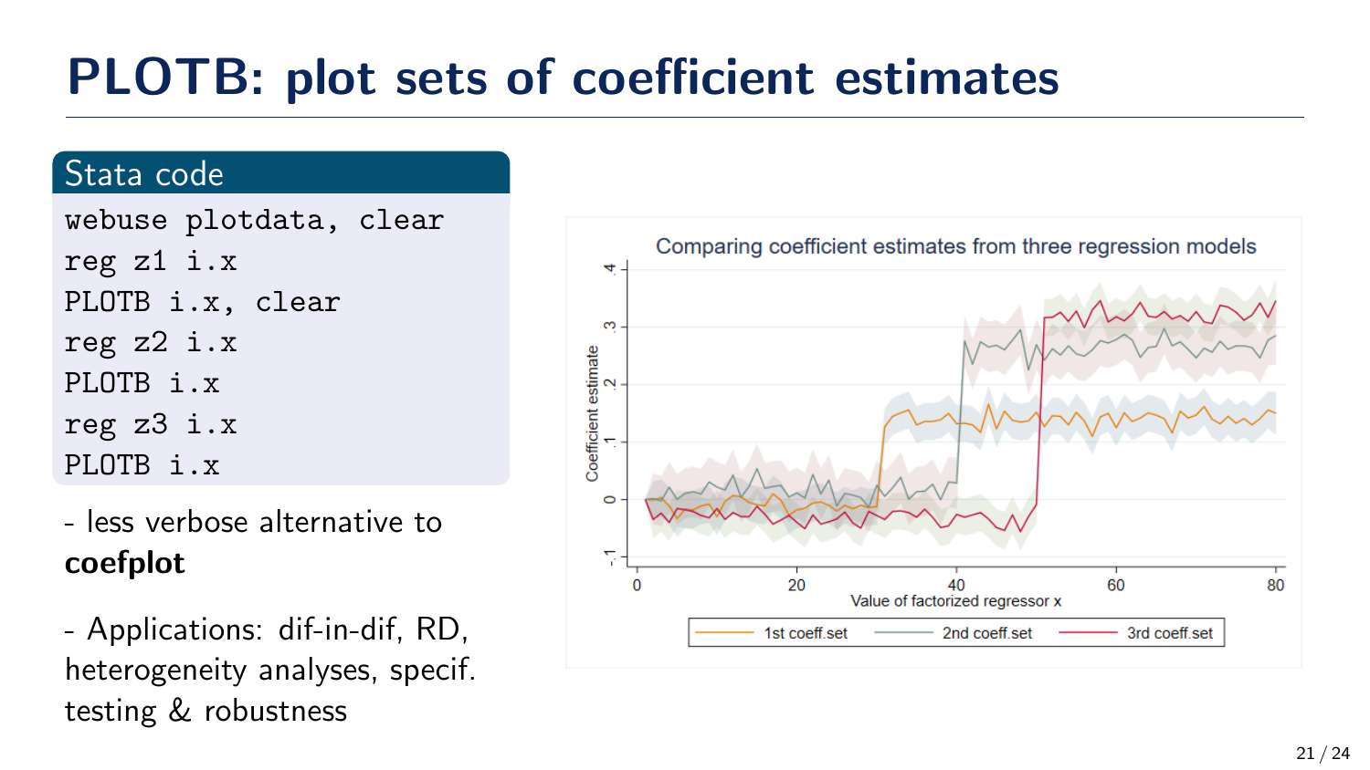# PLOTB: plot sets of coefficient estimates

**Stata code**

```
webuse plotdata, clear
reg z1 i.x
PLOTB i.x, clear
reg z2 i.x
PLOTB i.x
reg z3 i.x
PLOTB i.x
```

- less verbose alternative to **coefplot**

- Applications: dif-in-dif, RD, heterogeneity analyses, specif. testing & robustness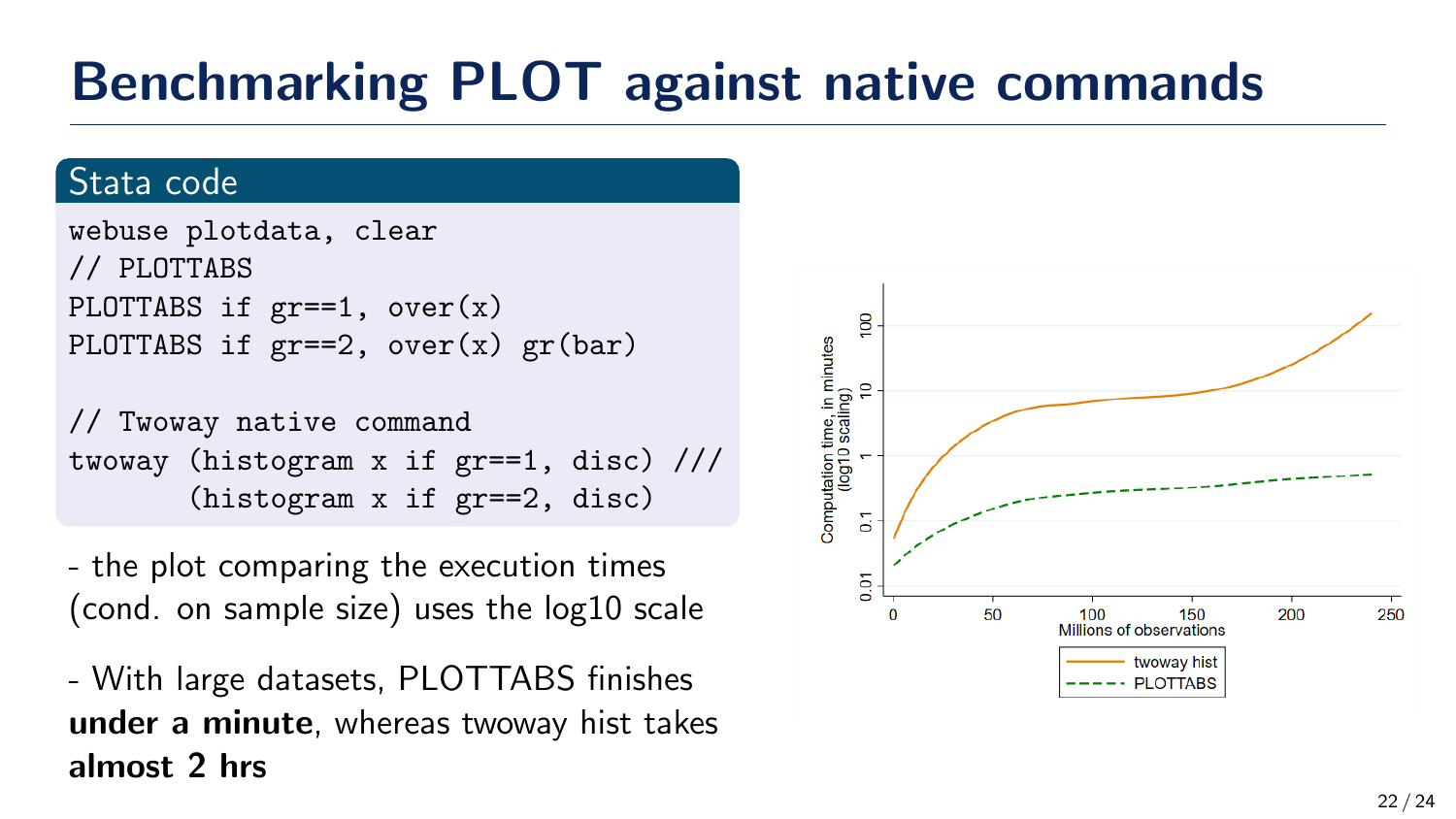# Benchmarking PLOT against native commands

## Stata code

```
webuse plotdata, clear
// PLOTTABS
PLOTTABS if gr==1, over(x)
PLOTTABS if gr==2, over(x) gr(bar)

// Twoway native command
twoway (histogram x if gr==1, disc) ///
       (histogram x if gr==2, disc)
```

- the plot comparing the execution times (cond. on sample size) uses the log10 scale

- With large datasets, PLOTTABS finishes **under a minute**, whereas twoway hist takes **almost 2 hrs**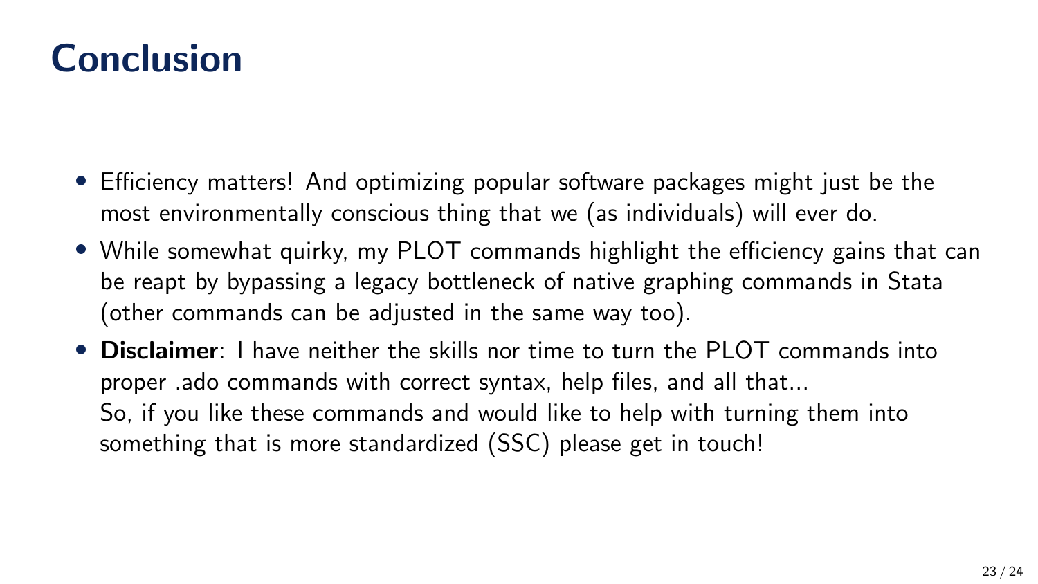# Conclusion

- Efficiency matters! And optimizing popular software packages might just be the most environmentally conscious thing that we (as individuals) will ever do.
- While somewhat quirky, my PLOT commands highlight the efficiency gains that can be reapt by bypassing a legacy bottleneck of native graphing commands in Stata (other commands can be adjusted in the same way too).
- **Disclaimer**: I have neither the skills nor time to turn the PLOT commands into proper .ado commands with correct syntax, help files, and all that...
  So, if you like these commands and would like to help with turning them into something that is more standardized (SSC) please get in touch!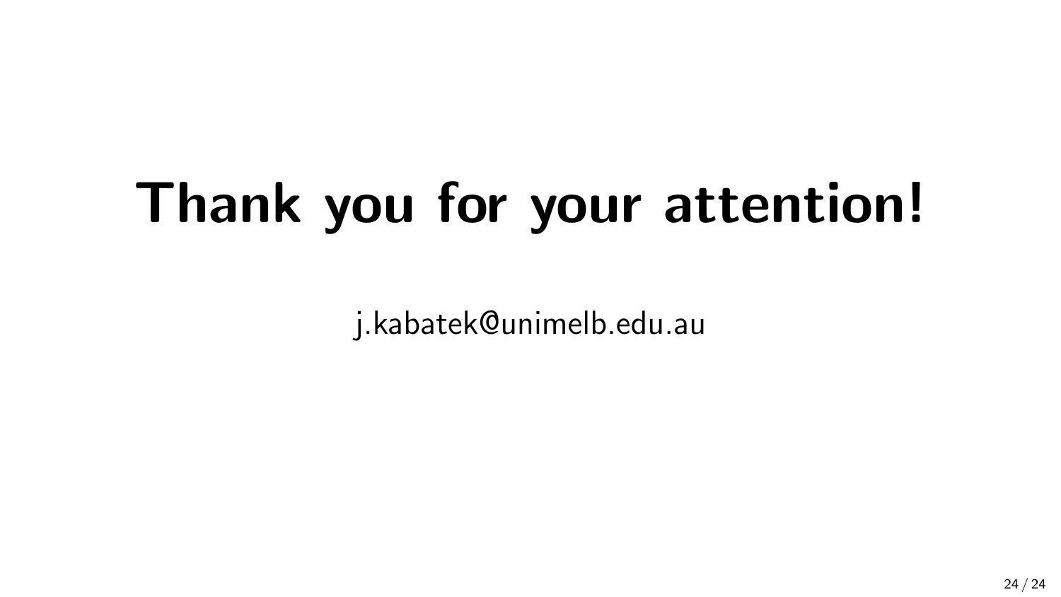# Thank you for your attention!

j.kabatek@unimelb.edu.au